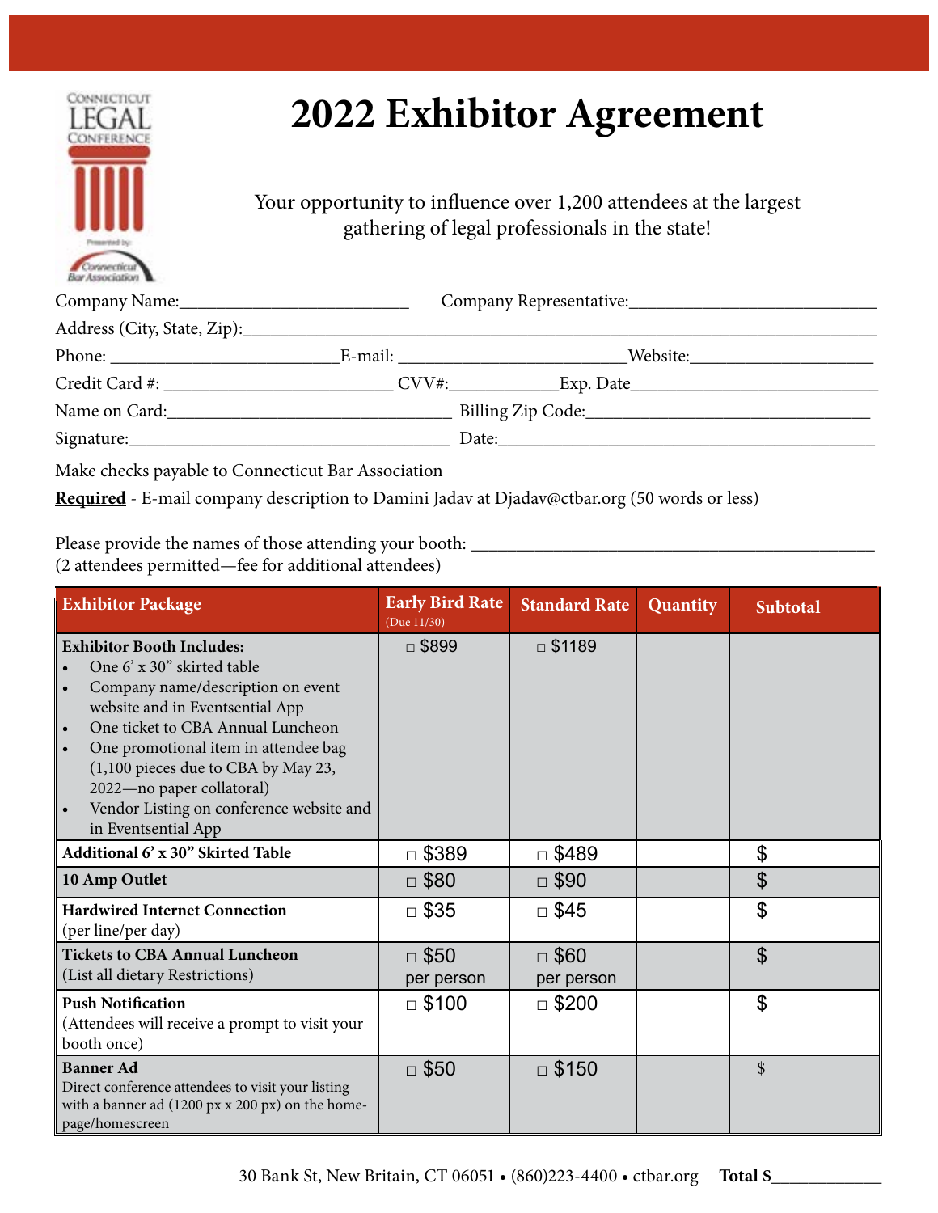# 2022 Exhibitor Agreement

Your opportunity to influence over 1,200 attendees at the largest gathering of legal professionals in the state!

Company Name:_________________________ Company Representative:___________________________

Address (City, State, Zip):_____________________________________________________________

Phone: _________________________E-mail: ________________________Website:____________________

Credit Card #: _________________________ CVV#:___________Exp. Date___________________________

Name on Card:________________________________ Billing Zip Code:______________________________

Signature:__________________________________ Date:_________________________________________

Make checks payable to Connecticut Bar Association

**Required** - E-mail company description to Damini Jadav at Djadav@ctbar.org (50 words or less)

Please provide the names of those attending your booth: ____________________________________________
(2 attendees permitted—fee for additional attendees)

| Exhibitor Package | Early Bird Rate (Due 11/30) | Standard Rate | Quantity | Subtotal |
|---|---|---|---|---|
| **Exhibitor Booth Includes:**<br>• One 6' x 30" skirted table<br>• Company name/description on event website and in Eventsential App<br>• One ticket to CBA Annual Luncheon<br>• One promotional item in attendee bag (1,100 pieces due to CBA by May 23, 2022—no paper collatoral)<br>• Vendor Listing on conference website and in Eventsential App | □ $899 | □ $1189 | | |
| **Additional 6' x 30" Skirted Table** | □ $389 | □ $489 | | $ |
| **10 Amp Outlet** | □ $80 | □ $90 | | $ |
| **Hardwired Internet Connection** (per line/per day) | □ $35 | □ $45 | | $ |
| **Tickets to CBA Annual Luncheon** (List all dietary Restrictions) | □ $50 per person | □ $60 per person | | $ |
| **Push Notification** (Attendees will receive a prompt to visit your booth once) | □ $100 | □ $200 | | $ |
| **Banner Ad** Direct conference attendees to visit your listing with a banner ad (1200 px x 200 px) on the home-page/homescreen | □ $50 | □ $150 | | $ |

30 Bank St, New Britain, CT 06051 • (860)223-4400 • ctbar.org **Total $**____________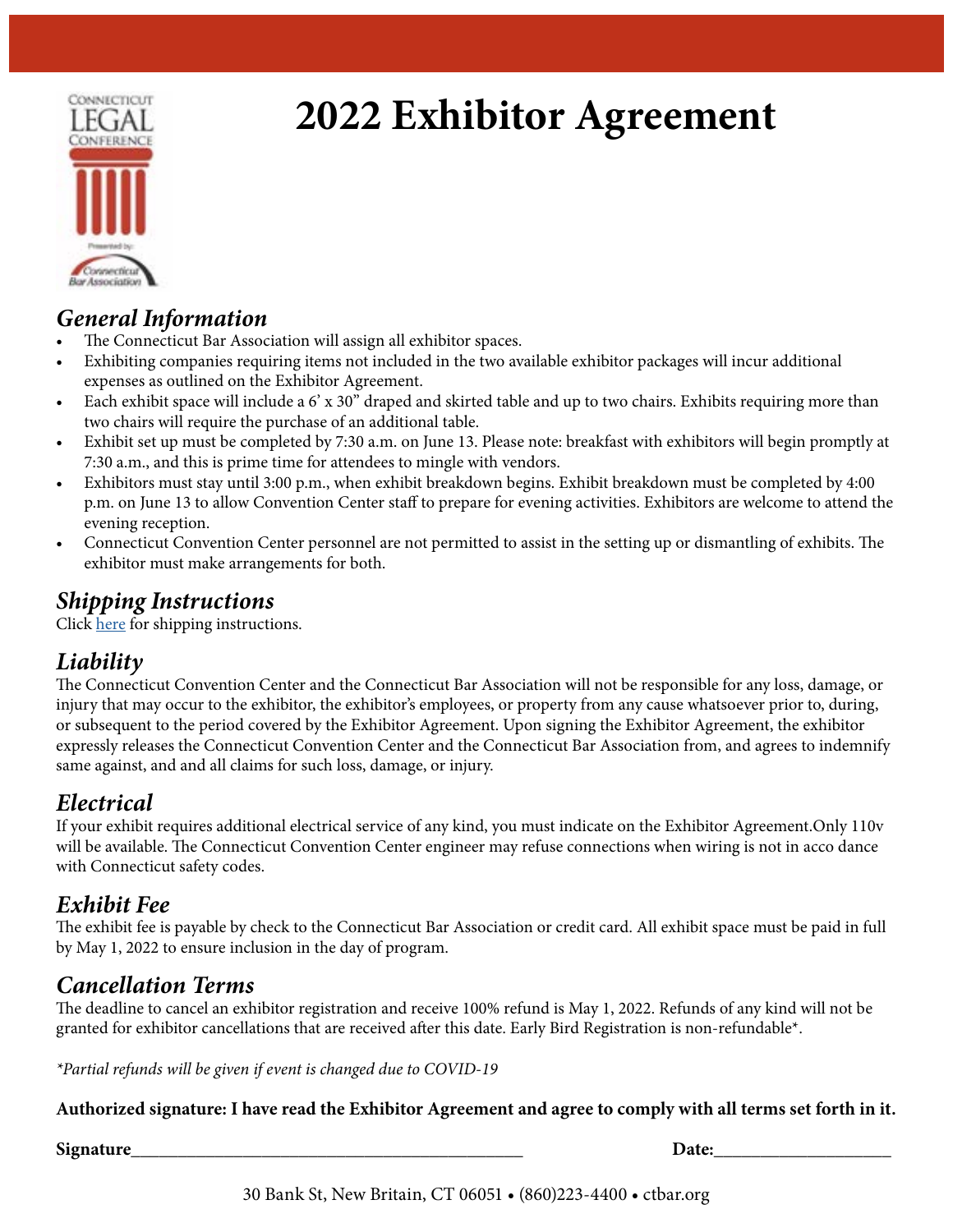# 2022 Exhibitor Agreement

## *General Information*

- The Connecticut Bar Association will assign all exhibitor spaces.
- Exhibiting companies requiring items not included in the two available exhibitor packages will incur additional expenses as outlined on the Exhibitor Agreement.
- Each exhibit space will include a 6' x 30" draped and skirted table and up to two chairs. Exhibits requiring more than two chairs will require the purchase of an additional table.
- Exhibit set up must be completed by 7:30 a.m. on June 13. Please note: breakfast with exhibitors will begin promptly at 7:30 a.m., and this is prime time for attendees to mingle with vendors.
- Exhibitors must stay until 3:00 p.m., when exhibit breakdown begins. Exhibit breakdown must be completed by 4:00 p.m. on June 13 to allow Convention Center staff to prepare for evening activities. Exhibitors are welcome to attend the evening reception.
- Connecticut Convention Center personnel are not permitted to assist in the setting up or dismantling of exhibits. The exhibitor must make arrangements for both.

## *Shipping Instructions*

Click here for shipping instructions.

## *Liability*

The Connecticut Convention Center and the Connecticut Bar Association will not be responsible for any loss, damage, or injury that may occur to the exhibitor, the exhibitor's employees, or property from any cause whatsoever prior to, during, or subsequent to the period covered by the Exhibitor Agreement. Upon signing the Exhibitor Agreement, the exhibitor expressly releases the Connecticut Convention Center and the Connecticut Bar Association from, and agrees to indemnify same against, and and all claims for such loss, damage, or injury.

## *Electrical*

If your exhibit requires additional electrical service of any kind, you must indicate on the Exhibitor Agreement.Only 110v will be available. The Connecticut Convention Center engineer may refuse connections when wiring is not in acco dance with Connecticut safety codes.

## *Exhibit Fee*

The exhibit fee is payable by check to the Connecticut Bar Association or credit card. All exhibit space must be paid in full by May 1, 2022 to ensure inclusion in the day of program.

## *Cancellation Terms*

The deadline to cancel an exhibitor registration and receive 100% refund is May 1, 2022. Refunds of any kind will not be granted for exhibitor cancellations that are received after this date. Early Bird Registration is non-refundable*.

*\*Partial refunds will be given if event is changed due to COVID-19*

**Authorized signature: I have read the Exhibitor Agreement and agree to comply with all terms set forth in it.**

**Signature**_____________________________________________ **Date:**____________________

30 Bank St, New Britain, CT 06051 • (860)223-4400 • ctbar.org